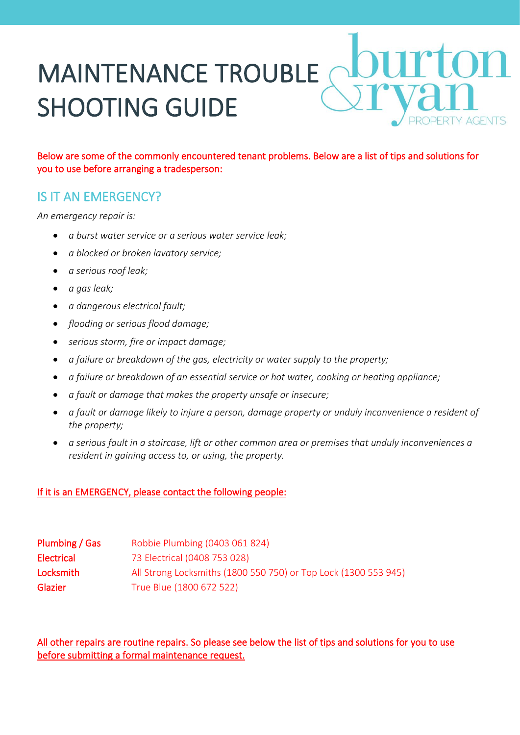# MAINTENANCE TROUBLE SHOOTING GUIDE

burton & ryan PROPERTY AGENTS

Below are some of the commonly encountered tenant problems. Below are a list of tips and solutions for you to use before arranging a tradesperson:

## IS IT AN EMERGENCY?

*An emergency repair is:*

- *a burst water service or a serious water service leak;*
- *a blocked or broken lavatory service;*
- *a serious roof leak;*
- *a gas leak;*
- *a dangerous electrical fault;*
- *flooding or serious flood damage;*
- *serious storm, fire or impact damage;*
- *a failure or breakdown of the gas, electricity or water supply to the property;*
- *a failure or breakdown of an essential service or hot water, cooking or heating appliance;*
- *a fault or damage that makes the property unsafe or insecure;*
- *a fault or damage likely to injure a person, damage property or unduly inconvenience a resident of the property;*
- *a serious fault in a staircase, lift or other common area or premises that unduly inconveniences a resident in gaining access to, or using, the property.*

If it is an EMERGENCY, please contact the following people:

| | |
|---|---|
| Plumbing / Gas | Robbie Plumbing (0403 061 824) |
| Electrical | 73 Electrical (0408 753 028) |
| Locksmith | All Strong Locksmiths (1800 550 750) or Top Lock (1300 553 945) |
| Glazier | True Blue (1800 672 522) |

All other repairs are routine repairs. So please see below the list of tips and solutions for you to use before submitting a formal maintenance request.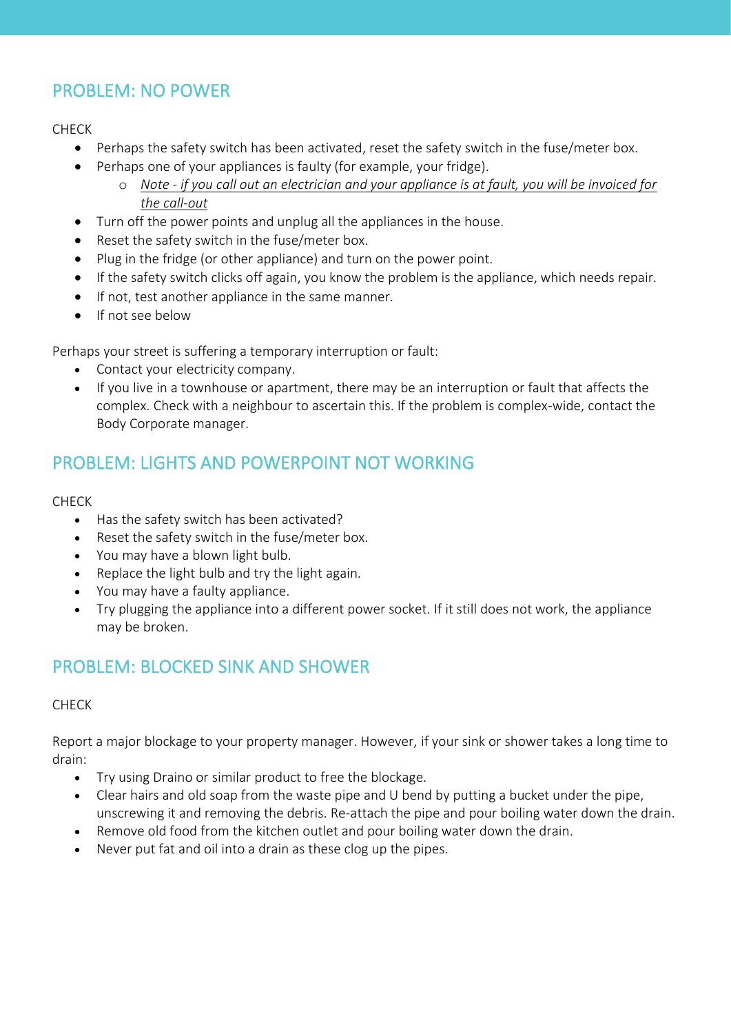## PROBLEM: NO POWER

CHECK

- Perhaps the safety switch has been activated, reset the safety switch in the fuse/meter box.
- Perhaps one of your appliances is faulty (for example, your fridge).
    - *Note - if you call out an electrician and your appliance is at fault, you will be invoiced for the call-out*
- Turn off the power points and unplug all the appliances in the house.
- Reset the safety switch in the fuse/meter box.
- Plug in the fridge (or other appliance) and turn on the power point.
- If the safety switch clicks off again, you know the problem is the appliance, which needs repair.
- If not, test another appliance in the same manner.
- If not see below

Perhaps your street is suffering a temporary interruption or fault:

- Contact your electricity company.
- If you live in a townhouse or apartment, there may be an interruption or fault that affects the complex. Check with a neighbour to ascertain this. If the problem is complex-wide, contact the Body Corporate manager.

## PROBLEM: LIGHTS AND POWERPOINT NOT WORKING

CHECK

- Has the safety switch has been activated?
- Reset the safety switch in the fuse/meter box.
- You may have a blown light bulb.
- Replace the light bulb and try the light again.
- You may have a faulty appliance.
- Try plugging the appliance into a different power socket. If it still does not work, the appliance may be broken.

## PROBLEM: BLOCKED SINK AND SHOWER

CHECK

Report a major blockage to your property manager. However, if your sink or shower takes a long time to drain:

- Try using Draino or similar product to free the blockage.
- Clear hairs and old soap from the waste pipe and U bend by putting a bucket under the pipe, unscrewing it and removing the debris. Re-attach the pipe and pour boiling water down the drain.
- Remove old food from the kitchen outlet and pour boiling water down the drain.
- Never put fat and oil into a drain as these clog up the pipes.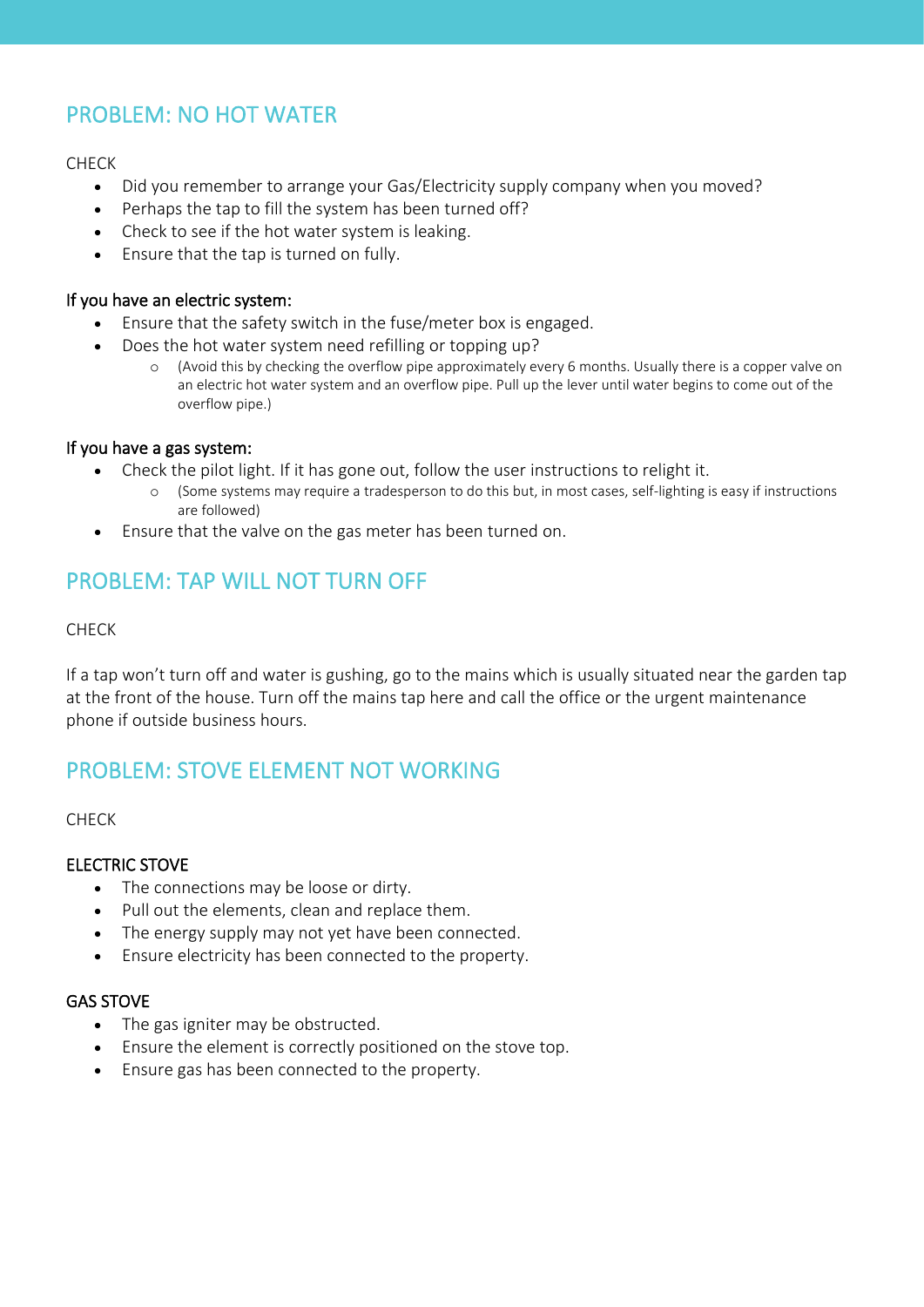## PROBLEM: NO HOT WATER

CHECK

- Did you remember to arrange your Gas/Electricity supply company when you moved?
- Perhaps the tap to fill the system has been turned off?
- Check to see if the hot water system is leaking.
- Ensure that the tap is turned on fully.

### If you have an electric system:

- Ensure that the safety switch in the fuse/meter box is engaged.
- Does the hot water system need refilling or topping up?
  - (Avoid this by checking the overflow pipe approximately every 6 months. Usually there is a copper valve on an electric hot water system and an overflow pipe. Pull up the lever until water begins to come out of the overflow pipe.)

### If you have a gas system:

- Check the pilot light. If it has gone out, follow the user instructions to relight it.
  - (Some systems may require a tradesperson to do this but, in most cases, self-lighting is easy if instructions are followed)
- Ensure that the valve on the gas meter has been turned on.

## PROBLEM: TAP WILL NOT TURN OFF

CHECK

If a tap won't turn off and water is gushing, go to the mains which is usually situated near the garden tap at the front of the house. Turn off the mains tap here and call the office or the urgent maintenance phone if outside business hours.

## PROBLEM: STOVE ELEMENT NOT WORKING

CHECK

### ELECTRIC STOVE

- The connections may be loose or dirty.
- Pull out the elements, clean and replace them.
- The energy supply may not yet have been connected.
- Ensure electricity has been connected to the property.

### GAS STOVE

- The gas igniter may be obstructed.
- Ensure the element is correctly positioned on the stove top.
- Ensure gas has been connected to the property.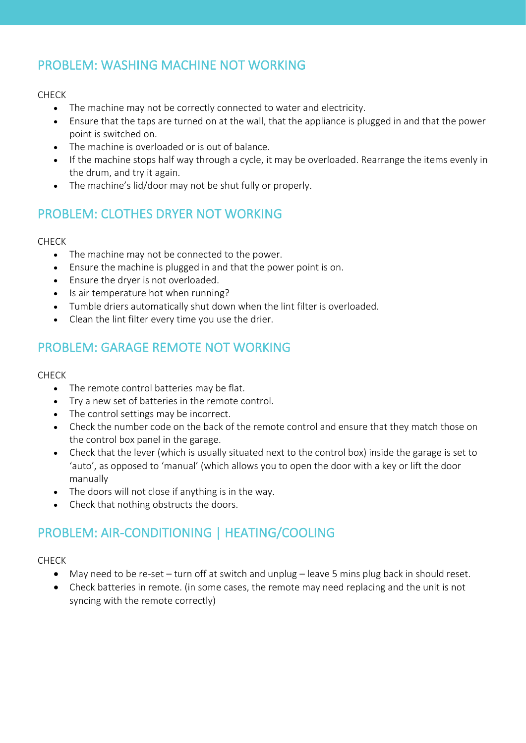## PROBLEM: WASHING MACHINE NOT WORKING

CHECK

- The machine may not be correctly connected to water and electricity.
- Ensure that the taps are turned on at the wall, that the appliance is plugged in and that the power point is switched on.
- The machine is overloaded or is out of balance.
- If the machine stops half way through a cycle, it may be overloaded. Rearrange the items evenly in the drum, and try it again.
- The machine's lid/door may not be shut fully or properly.

## PROBLEM: CLOTHES DRYER NOT WORKING

CHECK

- The machine may not be connected to the power.
- Ensure the machine is plugged in and that the power point is on.
- Ensure the dryer is not overloaded.
- Is air temperature hot when running?
- Tumble driers automatically shut down when the lint filter is overloaded.
- Clean the lint filter every time you use the drier.

## PROBLEM: GARAGE REMOTE NOT WORKING

CHECK

- The remote control batteries may be flat.
- Try a new set of batteries in the remote control.
- The control settings may be incorrect.
- Check the number code on the back of the remote control and ensure that they match those on the control box panel in the garage.
- Check that the lever (which is usually situated next to the control box) inside the garage is set to 'auto', as opposed to 'manual' (which allows you to open the door with a key or lift the door manually
- The doors will not close if anything is in the way.
- Check that nothing obstructs the doors.

## PROBLEM: AIR-CONDITIONING | HEATING/COOLING

CHECK

- May need to be re-set – turn off at switch and unplug – leave 5 mins plug back in should reset.
- Check batteries in remote. (in some cases, the remote may need replacing and the unit is not syncing with the remote correctly)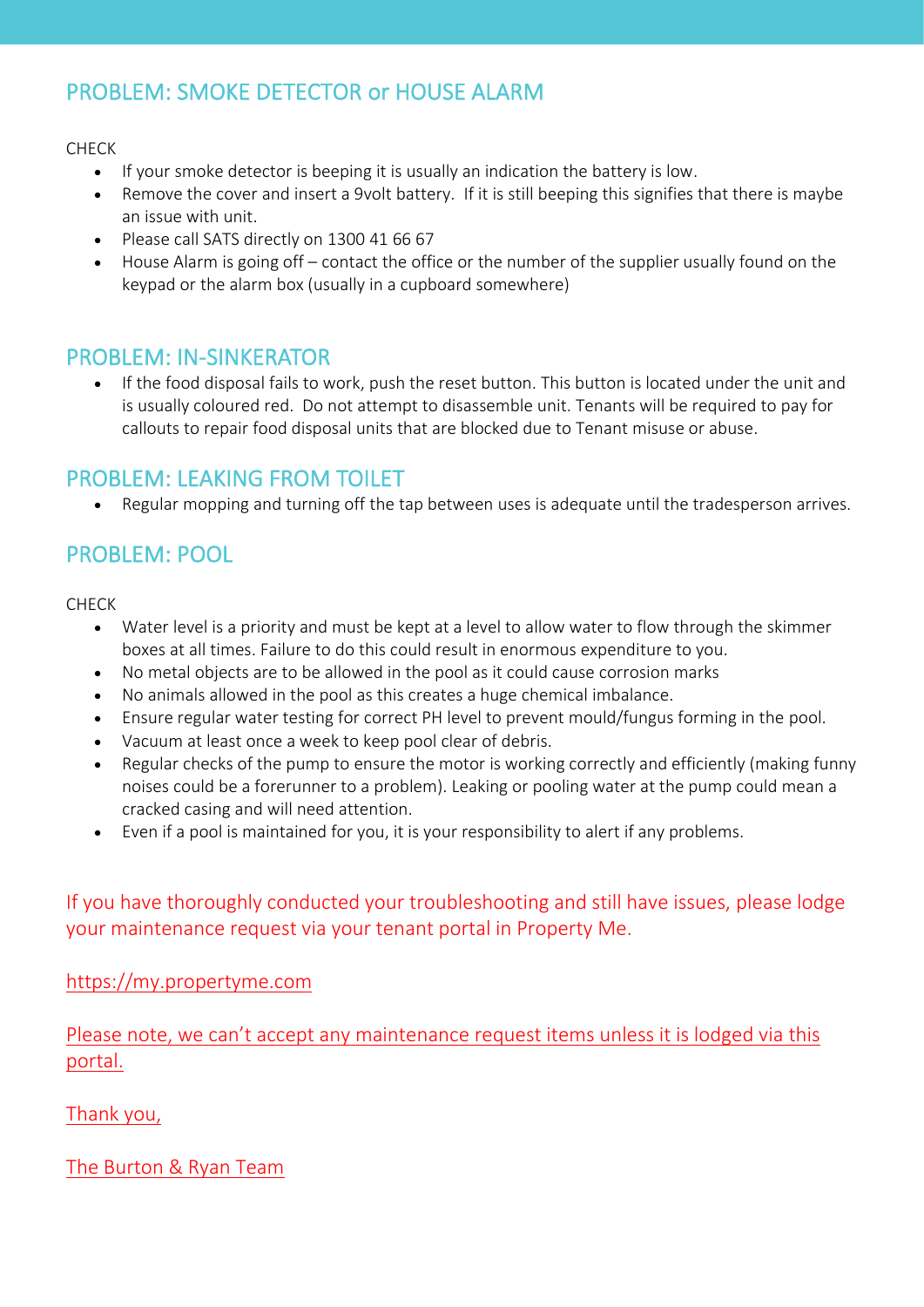## PROBLEM: SMOKE DETECTOR or HOUSE ALARM

CHECK

- If your smoke detector is beeping it is usually an indication the battery is low.
- Remove the cover and insert a 9volt battery. If it is still beeping this signifies that there is maybe an issue with unit.
- Please call SATS directly on 1300 41 66 67
- House Alarm is going off – contact the office or the number of the supplier usually found on the keypad or the alarm box (usually in a cupboard somewhere)

## PROBLEM: IN-SINKERATOR

- If the food disposal fails to work, push the reset button. This button is located under the unit and is usually coloured red. Do not attempt to disassemble unit. Tenants will be required to pay for callouts to repair food disposal units that are blocked due to Tenant misuse or abuse.

## PROBLEM: LEAKING FROM TOILET

- Regular mopping and turning off the tap between uses is adequate until the tradesperson arrives.

## PROBLEM: POOL

CHECK

- Water level is a priority and must be kept at a level to allow water to flow through the skimmer boxes at all times. Failure to do this could result in enormous expenditure to you.
- No metal objects are to be allowed in the pool as it could cause corrosion marks
- No animals allowed in the pool as this creates a huge chemical imbalance.
- Ensure regular water testing for correct PH level to prevent mould/fungus forming in the pool.
- Vacuum at least once a week to keep pool clear of debris.
- Regular checks of the pump to ensure the motor is working correctly and efficiently (making funny noises could be a forerunner to a problem). Leaking or pooling water at the pump could mean a cracked casing and will need attention.
- Even if a pool is maintained for you, it is your responsibility to alert if any problems.

If you have thoroughly conducted your troubleshooting and still have issues, please lodge your maintenance request via your tenant portal in Property Me.

https://my.propertyme.com

Please note, we can't accept any maintenance request items unless it is lodged via this portal.

Thank you,

The Burton & Ryan Team